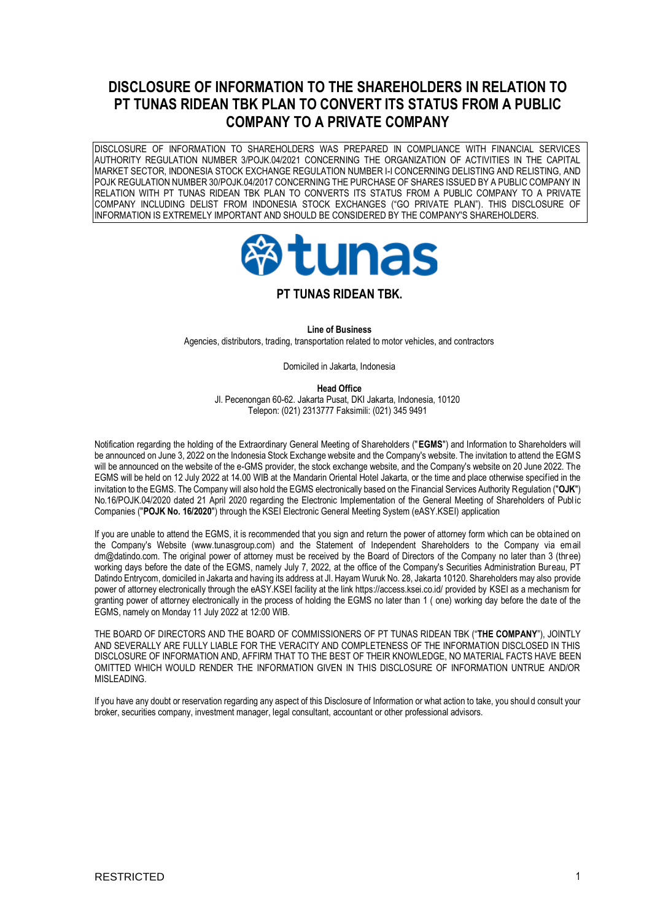# DISCLOSURE OF INFORMATION TO THE SHAREHOLDERS IN RELATION TO PT TUNAS RIDEAN TBK PLAN TO CONVERT ITS STATUS FROM A PUBLIC COMPANY TO A PRIVATE COMPANY

DISCLOSURE OF INFORMATION TO SHAREHOLDERS WAS PREPARED IN COMPLIANCE WITH FINANCIAL SERVICES AUTHORITY REGULATION NUMBER 3/POJK.04/2021 CONCERNING THE ORGANIZATION OF ACTIVITIES IN THE CAPITAL MARKET SECTOR, INDONESIA STOCK EXCHANGE REGULATION NUMBER I-I CONCERNING DELISTING AND RELISTING, AND POJK REGULATION NUMBER 30/POJK.04/2017 CONCERNING THE PURCHASE OF SHARES ISSUED BY A PUBLIC COMPANY IN RELATION WITH PT TUNAS RIDEAN TBK PLAN TO CONVERTS ITS STATUS FROM A PUBLIC COMPANY TO A PRIVATE COMPANY INCLUDING DELIST FROM INDONESIA STOCK EXCHANGES ("GO PRIVATE PLAN"). THIS DISCLOSURE OF INFORMATION IS EXTREMELY IMPORTANT AND SHOULD BE CONSIDERED BY THE COMPANY'S SHAREHOLDERS.

tunas

## PT TUNAS RIDEAN TBK.

**Line of Business**

Agencies, distributors, trading, transportation related to motor vehicles, and contractors

Domiciled in Jakarta, Indonesia

**Head Office**

Jl. Pecenongan 60-62. Jakarta Pusat, DKI Jakarta, Indonesia, 10120
Telepon: (021) 2313777 Faksimili: (021) 345 9491

Notification regarding the holding of the Extraordinary General Meeting of Shareholders ("**EGMS**") and Information to Shareholders will be announced on June 3, 2022 on the Indonesia Stock Exchange website and the Company's website. The invitation to attend the EGMS will be announced on the website of the e-GMS provider, the stock exchange website, and the Company's website on 20 June 2022. The EGMS will be held on 12 July 2022 at 14.00 WIB at the Mandarin Oriental Hotel Jakarta, or the time and place otherwise specified in the invitation to the EGMS. The Company will also hold the EGMS electronically based on the Financial Services Authority Regulation ("**OJK**") No.16/POJK.04/2020 dated 21 April 2020 regarding the Electronic Implementation of the General Meeting of Shareholders of Public Companies ("**POJK No. 16/2020**") through the KSEI Electronic General Meeting System (eASY.KSEI) application

If you are unable to attend the EGMS, it is recommended that you sign and return the power of attorney form which can be obtained on the Company's Website (www.tunasgroup.com) and the Statement of Independent Shareholders to the Company via email dm@datindo.com. The original power of attorney must be received by the Board of Directors of the Company no later than 3 (three) working days before the date of the EGMS, namely July 7, 2022, at the office of the Company's Securities Administration Bureau, PT Datindo Entrycom, domiciled in Jakarta and having its address at Jl. Hayam Wuruk No. 28, Jakarta 10120. Shareholders may also provide power of attorney electronically through the eASY.KSEI facility at the link https://access.ksei.co.id/ provided by KSEI as a mechanism for granting power of attorney electronically in the process of holding the EGMS no later than 1 ( one) working day before the date of the EGMS, namely on Monday 11 July 2022 at 12:00 WIB.

THE BOARD OF DIRECTORS AND THE BOARD OF COMMISSIONERS OF PT TUNAS RIDEAN TBK ("**THE COMPANY**"), JOINTLY AND SEVERALLY ARE FULLY LIABLE FOR THE VERACITY AND COMPLETENESS OF THE INFORMATION DISCLOSED IN THIS DISCLOSURE OF INFORMATION AND, AFFIRM THAT TO THE BEST OF THEIR KNOWLEDGE, NO MATERIAL FACTS HAVE BEEN OMITTED WHICH WOULD RENDER THE INFORMATION GIVEN IN THIS DISCLOSURE OF INFORMATION UNTRUE AND/OR MISLEADING.

If you have any doubt or reservation regarding any aspect of this Disclosure of Information or what action to take, you should consult your broker, securities company, investment manager, legal consultant, accountant or other professional advisors.

RESTRICTED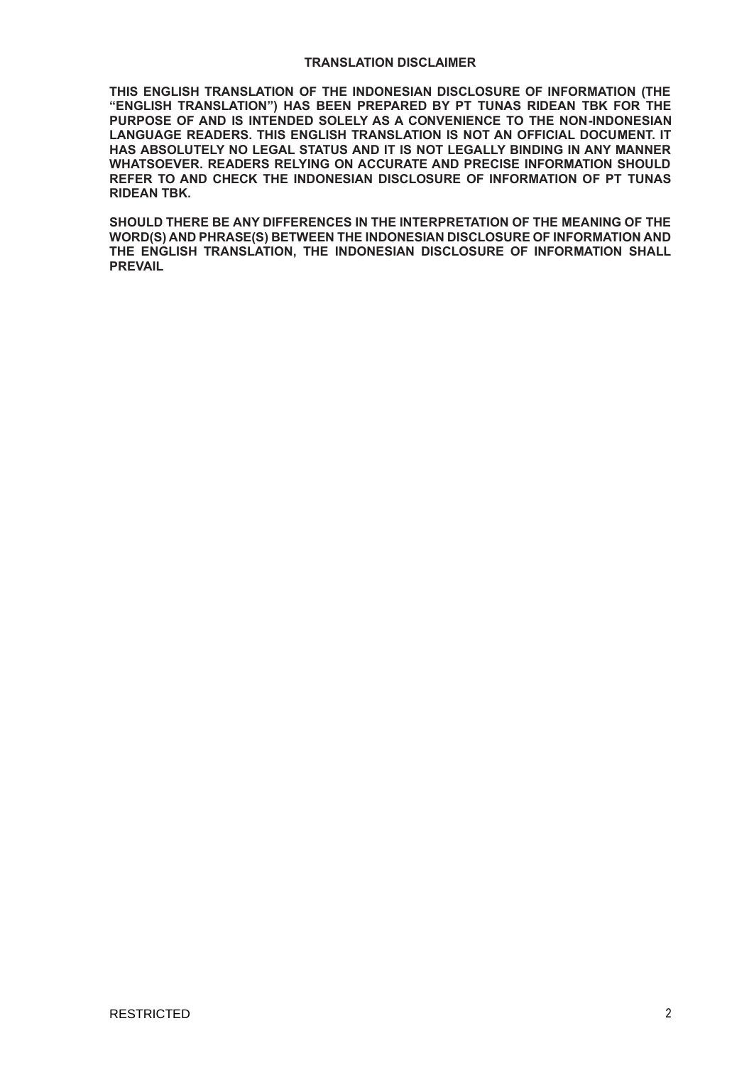## TRANSLATION DISCLAIMER

**THIS ENGLISH TRANSLATION OF THE INDONESIAN DISCLOSURE OF INFORMATION (THE "ENGLISH TRANSLATION") HAS BEEN PREPARED BY PT TUNAS RIDEAN TBK FOR THE PURPOSE OF AND IS INTENDED SOLELY AS A CONVENIENCE TO THE NON-INDONESIAN LANGUAGE READERS. THIS ENGLISH TRANSLATION IS NOT AN OFFICIAL DOCUMENT. IT HAS ABSOLUTELY NO LEGAL STATUS AND IT IS NOT LEGALLY BINDING IN ANY MANNER WHATSOEVER. READERS RELYING ON ACCURATE AND PRECISE INFORMATION SHOULD REFER TO AND CHECK THE INDONESIAN DISCLOSURE OF INFORMATION OF PT TUNAS RIDEAN TBK.**

**SHOULD THERE BE ANY DIFFERENCES IN THE INTERPRETATION OF THE MEANING OF THE WORD(S) AND PHRASE(S) BETWEEN THE INDONESIAN DISCLOSURE OF INFORMATION AND THE ENGLISH TRANSLATION, THE INDONESIAN DISCLOSURE OF INFORMATION SHALL PREVAIL**

RESTRICTED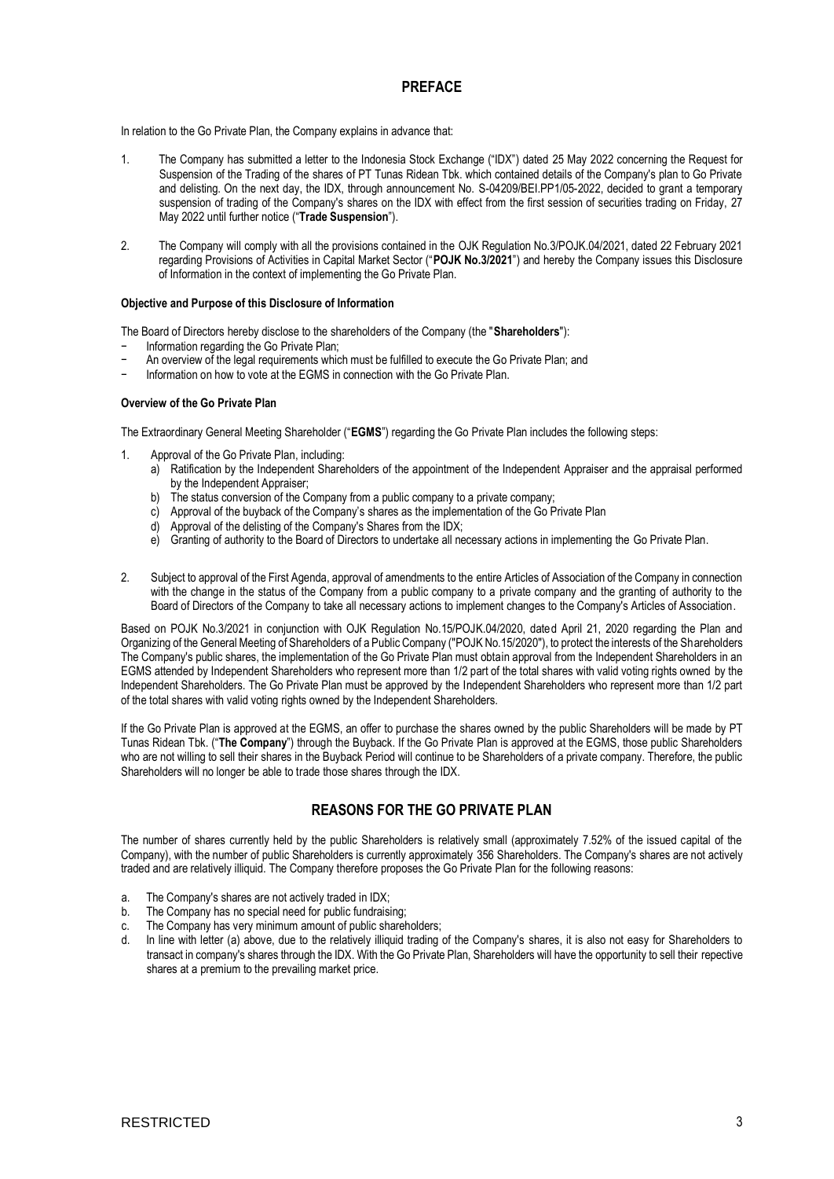## PREFACE

In relation to the Go Private Plan, the Company explains in advance that:

1. The Company has submitted a letter to the Indonesia Stock Exchange ("IDX") dated 25 May 2022 concerning the Request for Suspension of the Trading of the shares of PT Tunas Ridean Tbk. which contained details of the Company's plan to Go Private and delisting. On the next day, the IDX, through announcement No. S-04209/BEI.PP1/05-2022, decided to grant a temporary suspension of trading of the Company's shares on the IDX with effect from the first session of securities trading on Friday, 27 May 2022 until further notice ("**Trade Suspension**").

2. The Company will comply with all the provisions contained in the OJK Regulation No.3/POJK.04/2021, dated 22 February 2021 regarding Provisions of Activities in Capital Market Sector ("**POJK No.3/2021**") and hereby the Company issues this Disclosure of Information in the context of implementing the Go Private Plan.

**Objective and Purpose of this Disclosure of Information**

The Board of Directors hereby disclose to the shareholders of the Company (the "**Shareholders**"):

- Information regarding the Go Private Plan;
- An overview of the legal requirements which must be fulfilled to execute the Go Private Plan; and
- Information on how to vote at the EGMS in connection with the Go Private Plan.

**Overview of the Go Private Plan**

The Extraordinary General Meeting Shareholder ("**EGMS**") regarding the Go Private Plan includes the following steps:

1. Approval of the Go Private Plan, including:
   a) Ratification by the Independent Shareholders of the appointment of the Independent Appraiser and the appraisal performed by the Independent Appraiser;
   b) The status conversion of the Company from a public company to a private company;
   c) Approval of the buyback of the Company's shares as the implementation of the Go Private Plan
   d) Approval of the delisting of the Company's Shares from the IDX;
   e) Granting of authority to the Board of Directors to undertake all necessary actions in implementing the Go Private Plan.

2. Subject to approval of the First Agenda, approval of amendments to the entire Articles of Association of the Company in connection with the change in the status of the Company from a public company to a private company and the granting of authority to the Board of Directors of the Company to take all necessary actions to implement changes to the Company's Articles of Association.

Based on POJK No.3/2021 in conjunction with OJK Regulation No.15/POJK.04/2020, dated April 21, 2020 regarding the Plan and Organizing of the General Meeting of Shareholders of a Public Company ("POJK No.15/2020"), to protect the interests of the Shareholders The Company's public shares, the implementation of the Go Private Plan must obtain approval from the Independent Shareholders in an EGMS attended by Independent Shareholders who represent more than 1/2 part of the total shares with valid voting rights owned by the Independent Shareholders. The Go Private Plan must be approved by the Independent Shareholders who represent more than 1/2 part of the total shares with valid voting rights owned by the Independent Shareholders.

If the Go Private Plan is approved at the EGMS, an offer to purchase the shares owned by the public Shareholders will be made by PT Tunas Ridean Tbk. ("**The Company**") through the Buyback. If the Go Private Plan is approved at the EGMS, those public Shareholders who are not willing to sell their shares in the Buyback Period will continue to be Shareholders of a private company. Therefore, the public Shareholders will no longer be able to trade those shares through the IDX.

## REASONS FOR THE GO PRIVATE PLAN

The number of shares currently held by the public Shareholders is relatively small (approximately 7.52% of the issued capital of the Company), with the number of public Shareholders is currently approximately 356 Shareholders. The Company's shares are not actively traded and are relatively illiquid. The Company therefore proposes the Go Private Plan for the following reasons:

a. The Company's shares are not actively traded in IDX;
b. The Company has no special need for public fundraising;
c. The Company has very minimum amount of public shareholders;
d. In line with letter (a) above, due to the relatively illiquid trading of the Company's shares, it is also not easy for Shareholders to transact in company's shares through the IDX. With the Go Private Plan, Shareholders will have the opportunity to sell their repective shares at a premium to the prevailing market price.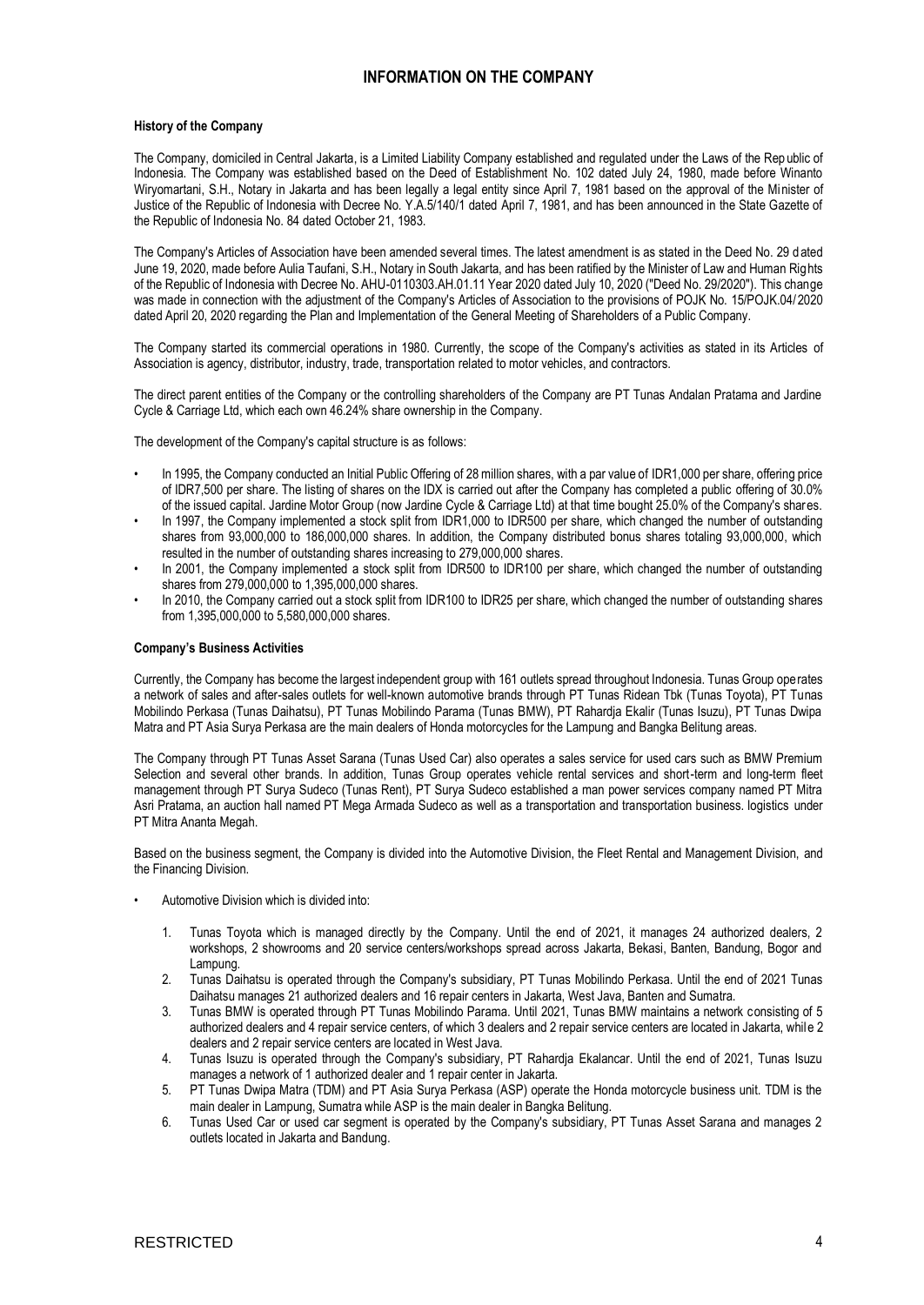# INFORMATION ON THE COMPANY

**History of the Company**

The Company, domiciled in Central Jakarta, is a Limited Liability Company established and regulated under the Laws of the Rep ublic of Indonesia. The Company was established based on the Deed of Establishment No. 102 dated July 24, 1980, made before Winanto Wiryomartani, S.H., Notary in Jakarta and has been legally a legal entity since April 7, 1981 based on the approval of the Minister of Justice of the Republic of Indonesia with Decree No. Y.A.5/140/1 dated April 7, 1981, and has been announced in the State Gazette of the Republic of Indonesia No. 84 dated October 21, 1983.

The Company's Articles of Association have been amended several times. The latest amendment is as stated in the Deed No. 29 dated June 19, 2020, made before Aulia Taufani, S.H., Notary in South Jakarta, and has been ratified by the Minister of Law and Human Rights of the Republic of Indonesia with Decree No. AHU-0110303.AH.01.11 Year 2020 dated July 10, 2020 ("Deed No. 29/2020"). This change was made in connection with the adjustment of the Company's Articles of Association to the provisions of POJK No. 15/POJK.04/2020 dated April 20, 2020 regarding the Plan and Implementation of the General Meeting of Shareholders of a Public Company.

The Company started its commercial operations in 1980. Currently, the scope of the Company's activities as stated in its Articles of Association is agency, distributor, industry, trade, transportation related to motor vehicles, and contractors.

The direct parent entities of the Company or the controlling shareholders of the Company are PT Tunas Andalan Pratama and Jardine Cycle & Carriage Ltd, which each own 46.24% share ownership in the Company.

The development of the Company's capital structure is as follows:

- In 1995, the Company conducted an Initial Public Offering of 28 million shares, with a par value of IDR1,000 per share, offering price of IDR7,500 per share. The listing of shares on the IDX is carried out after the Company has completed a public offering of 30.0% of the issued capital. Jardine Motor Group (now Jardine Cycle & Carriage Ltd) at that time bought 25.0% of the Company's shares.
- In 1997, the Company implemented a stock split from IDR1,000 to IDR500 per share, which changed the number of outstanding shares from 93,000,000 to 186,000,000 shares. In addition, the Company distributed bonus shares totaling 93,000,000, which resulted in the number of outstanding shares increasing to 279,000,000 shares.
- In 2001, the Company implemented a stock split from IDR500 to IDR100 per share, which changed the number of outstanding shares from 279,000,000 to 1,395,000,000 shares.
- In 2010, the Company carried out a stock split from IDR100 to IDR25 per share, which changed the number of outstanding shares from 1,395,000,000 to 5,580,000,000 shares.

**Company's Business Activities**

Currently, the Company has become the largest independent group with 161 outlets spread throughout Indonesia. Tunas Group operates a network of sales and after-sales outlets for well-known automotive brands through PT Tunas Ridean Tbk (Tunas Toyota), PT Tunas Mobilindo Perkasa (Tunas Daihatsu), PT Tunas Mobilindo Parama (Tunas BMW), PT Rahardja Ekalir (Tunas Isuzu), PT Tunas Dwipa Matra and PT Asia Surya Perkasa are the main dealers of Honda motorcycles for the Lampung and Bangka Belitung areas.

The Company through PT Tunas Asset Sarana (Tunas Used Car) also operates a sales service for used cars such as BMW Premium Selection and several other brands. In addition, Tunas Group operates vehicle rental services and short-term and long-term fleet management through PT Surya Sudeco (Tunas Rent), PT Surya Sudeco established a man power services company named PT Mitra Asri Pratama, an auction hall named PT Mega Armada Sudeco as well as a transportation and transportation business. logistics under PT Mitra Ananta Megah.

Based on the business segment, the Company is divided into the Automotive Division, the Fleet Rental and Management Division, and the Financing Division.

- Automotive Division which is divided into:
  1. Tunas Toyota which is managed directly by the Company. Until the end of 2021, it manages 24 authorized dealers, 2 workshops, 2 showrooms and 20 service centers/workshops spread across Jakarta, Bekasi, Banten, Bandung, Bogor and Lampung.
  2. Tunas Daihatsu is operated through the Company's subsidiary, PT Tunas Mobilindo Perkasa. Until the end of 2021 Tunas Daihatsu manages 21 authorized dealers and 16 repair centers in Jakarta, West Java, Banten and Sumatra.
  3. Tunas BMW is operated through PT Tunas Mobilindo Parama. Until 2021, Tunas BMW maintains a network consisting of 5 authorized dealers and 4 repair service centers, of which 3 dealers and 2 repair service centers are located in Jakarta, while 2 dealers and 2 repair service centers are located in West Java.
  4. Tunas Isuzu is operated through the Company's subsidiary, PT Rahardja Ekalancar. Until the end of 2021, Tunas Isuzu manages a network of 1 authorized dealer and 1 repair center in Jakarta.
  5. PT Tunas Dwipa Matra (TDM) and PT Asia Surya Perkasa (ASP) operate the Honda motorcycle business unit. TDM is the main dealer in Lampung, Sumatra while ASP is the main dealer in Bangka Belitung.
  6. Tunas Used Car or used car segment is operated by the Company's subsidiary, PT Tunas Asset Sarana and manages 2 outlets located in Jakarta and Bandung.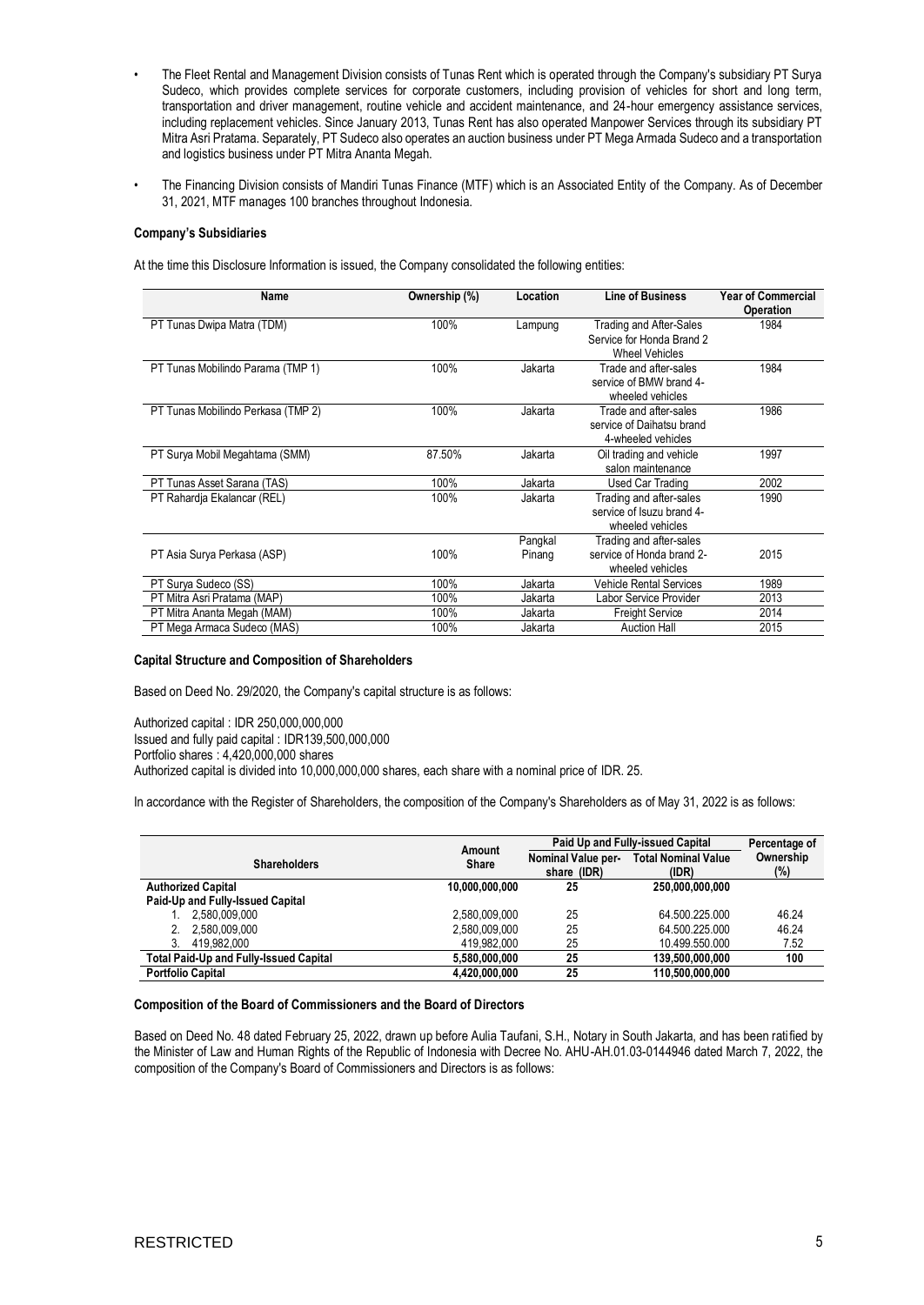- The Fleet Rental and Management Division consists of Tunas Rent which is operated through the Company's subsidiary PT Surya Sudeco, which provides complete services for corporate customers, including provision of vehicles for short and long term, transportation and driver management, routine vehicle and accident maintenance, and 24-hour emergency assistance services, including replacement vehicles. Since January 2013, Tunas Rent has also operated Manpower Services through its subsidiary PT Mitra Asri Pratama. Separately, PT Sudeco also operates an auction business under PT Mega Armada Sudeco and a transportation and logistics business under PT Mitra Ananta Megah.
- The Financing Division consists of Mandiri Tunas Finance (MTF) which is an Associated Entity of the Company. As of December 31, 2021, MTF manages 100 branches throughout Indonesia.

**Company's Subsidiaries**

At the time this Disclosure Information is issued, the Company consolidated the following entities:

| Name | Ownership (%) | Location | Line of Business | Year of Commercial Operation |
|---|---|---|---|---|
| PT Tunas Dwipa Matra (TDM) | 100% | Lampung | Trading and After-Sales Service for Honda Brand 2 Wheel Vehicles | 1984 |
| PT Tunas Mobilindo Parama (TMP 1) | 100% | Jakarta | Trade and after-sales service of BMW brand 4-wheeled vehicles | 1984 |
| PT Tunas Mobilindo Perkasa (TMP 2) | 100% | Jakarta | Trade and after-sales service of Daihatsu brand 4-wheeled vehicles | 1986 |
| PT Surya Mobil Megahtama (SMM) | 87.50% | Jakarta | Oil trading and vehicle salon maintenance | 1997 |
| PT Tunas Asset Sarana (TAS) | 100% | Jakarta | Used Car Trading | 2002 |
| PT Rahardja Ekalancar (REL) | 100% | Jakarta | Trading and after-sales service of Isuzu brand 4-wheeled vehicles | 1990 |
| PT Asia Surya Perkasa (ASP) | 100% | Pangkal Pinang | Trading and after-sales service of Honda brand 2-wheeled vehicles | 2015 |
| PT Surya Sudeco (SS) | 100% | Jakarta | Vehicle Rental Services | 1989 |
| PT Mitra Asri Pratama (MAP) | 100% | Jakarta | Labor Service Provider | 2013 |
| PT Mitra Ananta Megah (MAM) | 100% | Jakarta | Freight Service | 2014 |
| PT Mega Armaca Sudeco (MAS) | 100% | Jakarta | Auction Hall | 2015 |

**Capital Structure and Composition of Shareholders**

Based on Deed No. 29/2020, the Company's capital structure is as follows:

Authorized capital : IDR 250,000,000,000
Issued and fully paid capital : IDR139,500,000,000
Portfolio shares : 4,420,000,000 shares
Authorized capital is divided into 10,000,000,000 shares, each share with a nominal price of IDR. 25.

In accordance with the Register of Shareholders, the composition of the Company's Shareholders as of May 31, 2022 is as follows:

| Shareholders | Amount Share | Paid Up and Fully-issued Capital | | Percentage of Ownership (%) |
|---|---|---|---|---|
| | | Nominal Value per-share (IDR) | Total Nominal Value (IDR) | |
| **Authorized Capital** | **10,000,000,000** | **25** | **250,000,000,000** | |
| **Paid-Up and Fully-Issued Capital** | | | | |
| 1. 2,580,009,000 | 2,580,009,000 | 25 | 64.500.225.000 | 46.24 |
| 2. 2,580,009,000 | 2,580,009,000 | 25 | 64.500.225.000 | 46.24 |
| 3. 419,982,000 | 419,982,000 | 25 | 10.499.550.000 | 7.52 |
| **Total Paid-Up and Fully-Issued Capital** | **5,580,000,000** | **25** | **139,500,000,000** | **100** |
| **Portfolio Capital** | **4,420,000,000** | **25** | **110,500,000,000** | |

**Composition of the Board of Commissioners and the Board of Directors**

Based on Deed No. 48 dated February 25, 2022, drawn up before Aulia Taufani, S.H., Notary in South Jakarta, and has been ratified by the Minister of Law and Human Rights of the Republic of Indonesia with Decree No. AHU-AH.01.03-0144946 dated March 7, 2022, the composition of the Company's Board of Commissioners and Directors is as follows: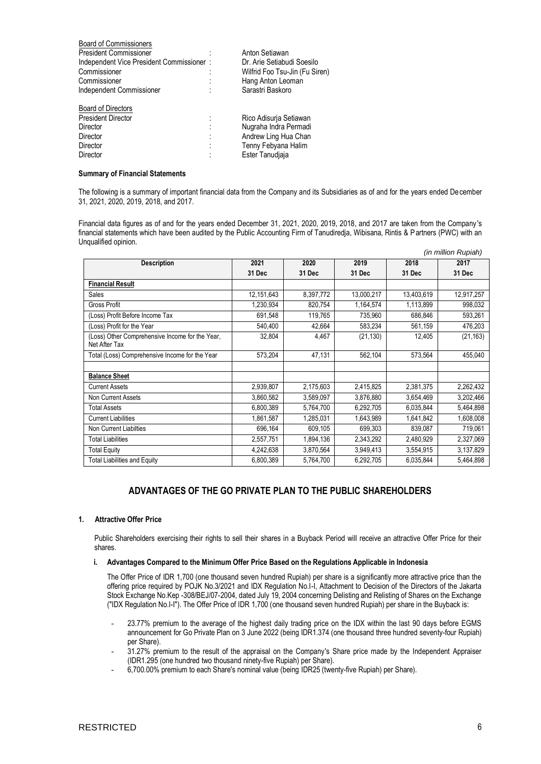Board of Commissioners

| | | |
|---|---|---|
| President Commissioner | : | Anton Setiawan |
| Independent Vice President Commissioner | : | Dr. Arie Setiabudi Soesilo |
| Commissioner | : | Wilfrid Foo Tsu-Jin (Fu Siren) |
| Commissioner | : | Hang Anton Leoman |
| Independent Commissioner | : | Sarastri Baskoro |

Board of Directors

| | | |
|---|---|---|
| President Director | : | Rico Adisurja Setiawan |
| Director | : | Nugraha Indra Permadi |
| Director | : | Andrew Ling Hua Chan |
| Director | : | Tenny Febyana Halim |
| Director | : | Ester Tanudjaja |

**Summary of Financial Statements**

The following is a summary of important financial data from the Company and its Subsidiaries as of and for the years ended December 31, 2021, 2020, 2019, 2018, and 2017.

Financial data figures as of and for the years ended December 31, 2021, 2020, 2019, 2018, and 2017 are taken from the Company's financial statements which have been audited by the Public Accounting Firm of Tanudiredja, Wibisana, Rintis & Partners (PWC) with an Unqualified opinion.

*(in million Rupiah)*

| Description | 2021<br>31 Dec | 2020<br>31 Dec | 2019<br>31 Dec | 2018<br>31 Dec | 2017<br>31 Dec |
|---|---|---|---|---|---|
| **Financial Result** | | | | | |
| Sales | 12,151,643 | 8,397,772 | 13,000,217 | 13,403,619 | 12,917,257 |
| Gross Profit | 1,230,934 | 820,754 | 1,164,574 | 1,113,899 | 998,032 |
| (Loss) Profit Before Income Tax | 691,548 | 119,765 | 735,960 | 686,846 | 593,261 |
| (Loss) Profit for the Year | 540,400 | 42,664 | 583,234 | 561,159 | 476,203 |
| (Loss) Other Comprehensive Income for the Year, Net After Tax | 32,804 | 4,467 | (21,130) | 12,405 | (21,163) |
| Total (Loss) Comprehensive Income for the Year | 573,204 | 47,131 | 562,104 | 573,564 | 455,040 |
| | | | | | |
| **Balance Sheet** | | | | | |
| Current Assets | 2,939,807 | 2,175,603 | 2,415,825 | 2,381,375 | 2,262,432 |
| Non Current Assets | 3,860,582 | 3,589,097 | 3,876,880 | 3,654,469 | 3,202,466 |
| Total Assets | 6,800,389 | 5,764,700 | 6,292,705 | 6,035,844 | 5,464,898 |
| Current Liabilities | 1,861,587 | 1,285,031 | 1,643,989 | 1,641,842 | 1,608,008 |
| Non Current Liabilties | 696,164 | 609,105 | 699,303 | 839,087 | 719,061 |
| Total Liabilities | 2,557,751 | 1,894,136 | 2,343,292 | 2,480,929 | 2,327,069 |
| Total Equity | 4,242,638 | 3,870,564 | 3,949,413 | 3,554,915 | 3,137,829 |
| Total Liabilities and Equity | 6,800,389 | 5,764,700 | 6,292,705 | 6,035,844 | 5,464,898 |

## ADVANTAGES OF THE GO PRIVATE PLAN TO THE PUBLIC SHAREHOLDERS

**1. Attractive Offer Price**

Public Shareholders exercising their rights to sell their shares in a Buyback Period will receive an attractive Offer Price for their shares.

**i. Advantages Compared to the Minimum Offer Price Based on the Regulations Applicable in Indonesia**

The Offer Price of IDR 1,700 (one thousand seven hundred Rupiah) per share is a significantly more attractive price than the offering price required by POJK No.3/2021 and IDX Regulation No.I-I, Attachment to Decision of the Directors of the Jakarta Stock Exchange No.Kep -308/BEJ/07-2004, dated July 19, 2004 concerning Delisting and Relisting of Shares on the Exchange ("IDX Regulation No.I-I"). The Offer Price of IDR 1,700 (one thousand seven hundred Rupiah) per share in the Buyback is:

- 23.77% premium to the average of the highest daily trading price on the IDX within the last 90 days before EGMS announcement for Go Private Plan on 3 June 2022 (being IDR1.374 (one thousand three hundred seventy-four Rupiah) per Share).
- 31.27% premium to the result of the appraisal on the Company's Share price made by the Independent Appraiser (IDR1.295 (one hundred two thousand ninety-five Rupiah) per Share).
- 6,700.00% premium to each Share's nominal value (being IDR25 (twenty-five Rupiah) per Share).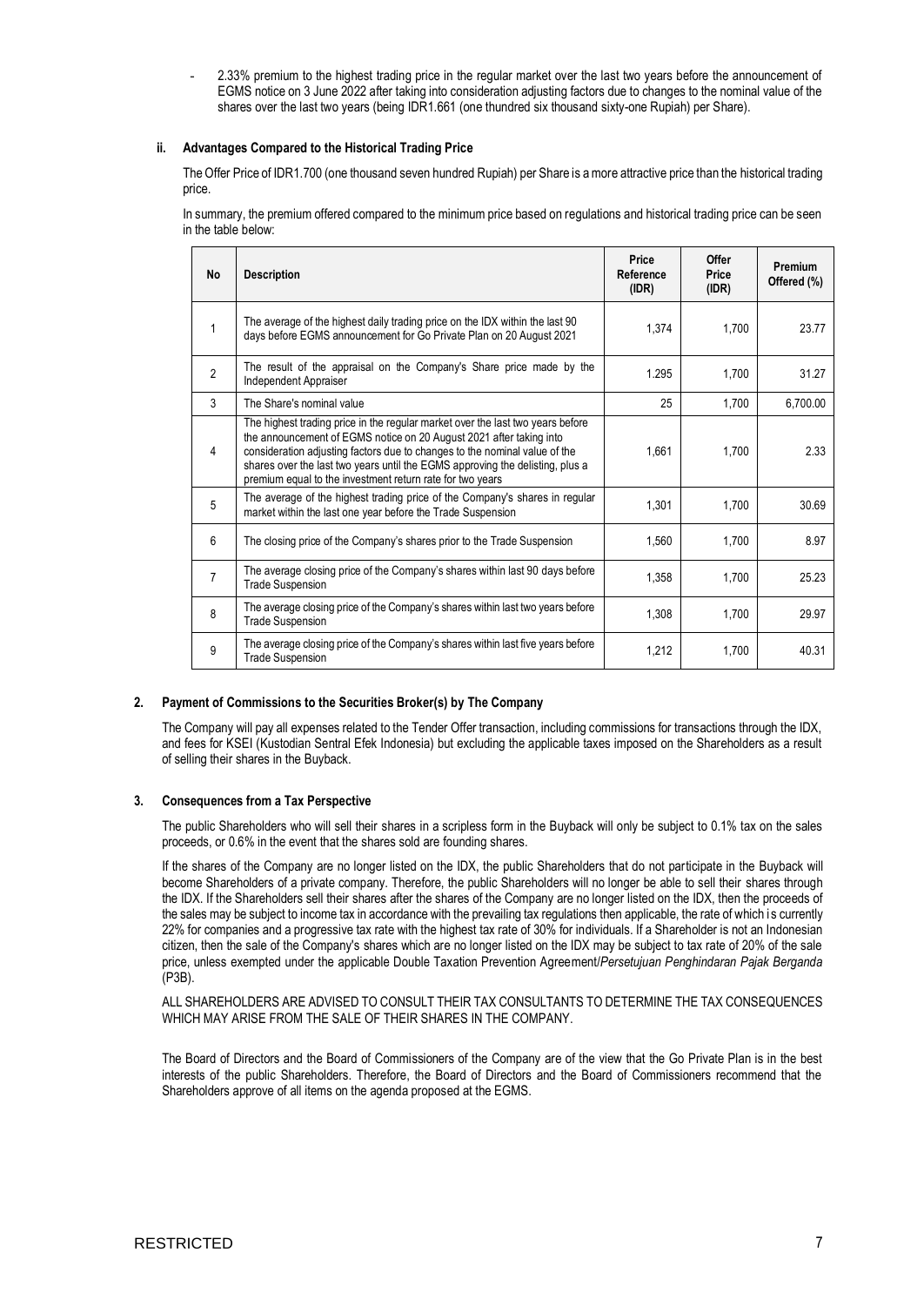- 2.33% premium to the highest trading price in the regular market over the last two years before the announcement of EGMS notice on 3 June 2022 after taking into consideration adjusting factors due to changes to the nominal value of the shares over the last two years (being IDR1.661 (one thundred six thousand sixty-one Rupiah) per Share).

**ii. Advantages Compared to the Historical Trading Price**

The Offer Price of IDR1.700 (one thousand seven hundred Rupiah) per Share is a more attractive price than the historical trading price.

In summary, the premium offered compared to the minimum price based on regulations and historical trading price can be seen in the table below:

| No | Description | Price Reference (IDR) | Offer Price (IDR) | Premium Offered (%) |
|---|---|---|---|---|
| 1 | The average of the highest daily trading price on the IDX within the last 90 days before EGMS announcement for Go Private Plan on 20 August 2021 | 1,374 | 1,700 | 23.77 |
| 2 | The result of the appraisal on the Company's Share price made by the Independent Appraiser | 1.295 | 1,700 | 31.27 |
| 3 | The Share's nominal value | 25 | 1,700 | 6,700.00 |
| 4 | The highest trading price in the regular market over the last two years before the announcement of EGMS notice on 20 August 2021 after taking into consideration adjusting factors due to changes to the nominal value of the shares over the last two years until the EGMS approving the delisting, plus a premium equal to the investment return rate for two years | 1,661 | 1,700 | 2.33 |
| 5 | The average of the highest trading price of the Company's shares in regular market within the last one year before the Trade Suspension | 1,301 | 1,700 | 30.69 |
| 6 | The closing price of the Company's shares prior to the Trade Suspension | 1,560 | 1,700 | 8.97 |
| 7 | The average closing price of the Company's shares within last 90 days before Trade Suspension | 1,358 | 1,700 | 25.23 |
| 8 | The average closing price of the Company's shares within last two years before Trade Suspension | 1,308 | 1,700 | 29.97 |
| 9 | The average closing price of the Company's shares within last five years before Trade Suspension | 1,212 | 1,700 | 40.31 |

**2. Payment of Commissions to the Securities Broker(s) by The Company**

The Company will pay all expenses related to the Tender Offer transaction, including commissions for transactions through the IDX, and fees for KSEI (Kustodian Sentral Efek Indonesia) but excluding the applicable taxes imposed on the Shareholders as a result of selling their shares in the Buyback.

**3. Consequences from a Tax Perspective**

The public Shareholders who will sell their shares in a scripless form in the Buyback will only be subject to 0.1% tax on the sales proceeds, or 0.6% in the event that the shares sold are founding shares.

If the shares of the Company are no longer listed on the IDX, the public Shareholders that do not participate in the Buyback will become Shareholders of a private company. Therefore, the public Shareholders will no longer be able to sell their shares through the IDX. If the Shareholders sell their shares after the shares of the Company are no longer listed on the IDX, then the proceeds of the sales may be subject to income tax in accordance with the prevailing tax regulations then applicable, the rate of which is currently 22% for companies and a progressive tax rate with the highest tax rate of 30% for individuals. If a Shareholder is not an Indonesian citizen, then the sale of the Company's shares which are no longer listed on the IDX may be subject to tax rate of 20% of the sale price, unless exempted under the applicable Double Taxation Prevention Agreement/*Persetujuan Penghindaran Pajak Berganda* (P3B).

ALL SHAREHOLDERS ARE ADVISED TO CONSULT THEIR TAX CONSULTANTS TO DETERMINE THE TAX CONSEQUENCES WHICH MAY ARISE FROM THE SALE OF THEIR SHARES IN THE COMPANY.

The Board of Directors and the Board of Commissioners of the Company are of the view that the Go Private Plan is in the best interests of the public Shareholders. Therefore, the Board of Directors and the Board of Commissioners recommend that the Shareholders approve of all items on the agenda proposed at the EGMS.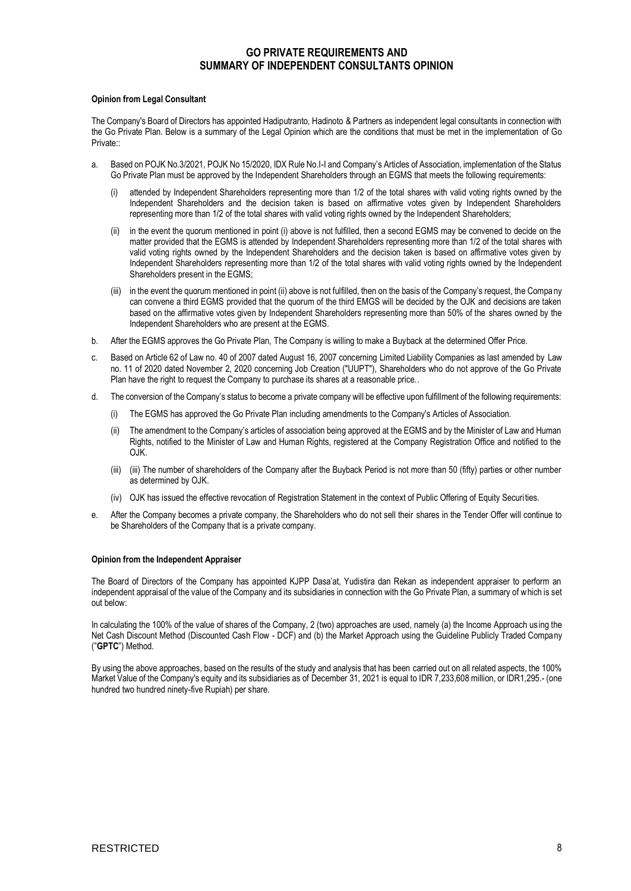# GO PRIVATE REQUIREMENTS AND SUMMARY OF INDEPENDENT CONSULTANTS OPINION

**Opinion from Legal Consultant**

The Company's Board of Directors has appointed Hadiputranto, Hadinoto & Partners as independent legal consultants in connection with the Go Private Plan. Below is a summary of the Legal Opinion which are the conditions that must be met in the implementation of Go Private::

a. Based on POJK No.3/2021, POJK No 15/2020, IDX Rule No.I-I and Company's Articles of Association, implementation of the Status Go Private Plan must be approved by the Independent Shareholders through an EGMS that meets the following requirements:

   (i) attended by Independent Shareholders representing more than 1/2 of the total shares with valid voting rights owned by the Independent Shareholders and the decision taken is based on affirmative votes given by Independent Shareholders representing more than 1/2 of the total shares with valid voting rights owned by the Independent Shareholders;

   (ii) in the event the quorum mentioned in point (i) above is not fulfilled, then a second EGMS may be convened to decide on the matter provided that the EGMS is attended by Independent Shareholders representing more than 1/2 of the total shares with valid voting rights owned by the Independent Shareholders and the decision taken is based on affirmative votes given by Independent Shareholders representing more than 1/2 of the total shares with valid voting rights owned by the Independent Shareholders present in the EGMS;

   (iii) in the event the quorum mentioned in point (ii) above is not fulfilled, then on the basis of the Company's request, the Company can convene a third EGMS provided that the quorum of the third EMGS will be decided by the OJK and decisions are taken based on the affirmative votes given by Independent Shareholders representing more than 50% of the shares owned by the Independent Shareholders who are present at the EGMS.

b. After the EGMS approves the Go Private Plan, The Company is willing to make a Buyback at the determined Offer Price.

c. Based on Article 62 of Law no. 40 of 2007 dated August 16, 2007 concerning Limited Liability Companies as last amended by Law no. 11 of 2020 dated November 2, 2020 concerning Job Creation ("UUPT"), Shareholders who do not approve of the Go Private Plan have the right to request the Company to purchase its shares at a reasonable price..

d. The conversion of the Company's status to become a private company will be effective upon fulfillment of the following requirements:

   (i) The EGMS has approved the Go Private Plan including amendments to the Company's Articles of Association.

   (ii) The amendment to the Company's articles of association being approved at the EGMS and by the Minister of Law and Human Rights, notified to the Minister of Law and Human Rights, registered at the Company Registration Office and notified to the OJK.

   (iii) (iii) The number of shareholders of the Company after the Buyback Period is not more than 50 (fifty) parties or other number as determined by OJK.

   (iv) OJK has issued the effective revocation of Registration Statement in the context of Public Offering of Equity Securities.

e. After the Company becomes a private company, the Shareholders who do not sell their shares in the Tender Offer will continue to be Shareholders of the Company that is a private company.

**Opinion from the Independent Appraiser**

The Board of Directors of the Company has appointed KJPP Dasa'at, Yudistira dan Rekan as independent appraiser to perform an independent appraisal of the value of the Company and its subsidiaries in connection with the Go Private Plan, a summary of which is set out below:

In calculating the 100% of the value of shares of the Company, 2 (two) approaches are used, namely (a) the Income Approach using the Net Cash Discount Method (Discounted Cash Flow - DCF) and (b) the Market Approach using the Guideline Publicly Traded Company ("**GPTC**") Method.

By using the above approaches, based on the results of the study and analysis that has been carried out on all related aspects, the 100% Market Value of the Company's equity and its subsidiaries as of December 31, 2021 is equal to IDR 7,233,608 million, or IDR1,295.- (one hundred two hundred ninety-five Rupiah) per share.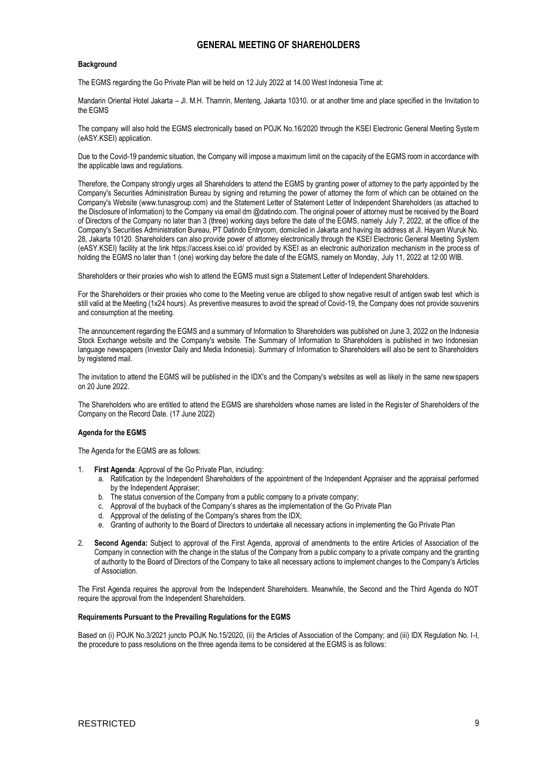# GENERAL MEETING OF SHAREHOLDERS

**Background**

The EGMS regarding the Go Private Plan will be held on 12 July 2022 at 14.00 West Indonesia Time at:

Mandarin Oriental Hotel Jakarta – Jl. M.H. Thamrin, Menteng, Jakarta 10310. or at another time and place specified in the Invitation to the EGMS

The company will also hold the EGMS electronically based on POJK No.16/2020 through the KSEI Electronic General Meeting System (eASY.KSEI) application.

Due to the Covid-19 pandemic situation, the Company will impose a maximum limit on the capacity of the EGMS room in accordance with the applicable laws and regulations.

Therefore, the Company strongly urges all Shareholders to attend the EGMS by granting power of attorney to the party appointed by the Company's Securities Administration Bureau by signing and returning the power of attorney the form of which can be obtained on the Company's Website (www.tunasgroup.com) and the Statement Letter of Statement Letter of Independent Shareholders (as attached to the Disclosure of Information) to the Company via email dm @datindo.com. The original power of attorney must be received by the Board of Directors of the Company no later than 3 (three) working days before the date of the EGMS, namely July 7, 2022, at the office of the Company's Securities Administration Bureau, PT Datindo Entrycom, domiciled in Jakarta and having its address at Jl. Hayam Wuruk No. 28, Jakarta 10120. Shareholders can also provide power of attorney electronically through the KSEI Electronic General Meeting System (eASY.KSEI) facility at the link https://access.ksei.co.id/ provided by KSEI as an electronic authorization mechanism in the process of holding the EGMS no later than 1 (one) working day before the date of the EGMS, namely on Monday, July 11, 2022 at 12:00 WIB.

Shareholders or their proxies who wish to attend the EGMS must sign a Statement Letter of Independent Shareholders.

For the Shareholders or their proxies who come to the Meeting venue are obliged to show negative result of antigen swab test which is still valid at the Meeting (1x24 hours). As preventive measures to avoid the spread of Covid-19, the Company does not provide souvenirs and consumption at the meeting.

The announcement regarding the EGMS and a summary of Information to Shareholders was published on June 3, 2022 on the Indonesia Stock Exchange website and the Company's website. The Summary of Information to Shareholders is published in two Indonesian language newspapers (Investor Daily and Media Indonesia). Summary of Information to Shareholders will also be sent to Shareholders by registered mail.

The invitation to attend the EGMS will be published in the IDX's and the Company's websites as well as likely in the same newspapers on 20 June 2022.

The Shareholders who are entitled to attend the EGMS are shareholders whose names are listed in the Register of Shareholders of the Company on the Record Date. (17 June 2022)

**Agenda for the EGMS**

The Agenda for the EGMS are as follows:

1. **First Agenda**: Approval of the Go Private Plan, including:
   a. Ratification by the Independent Shareholders of the appointment of the Independent Appraiser and the appraisal performed by the Independent Appraiser;
   b. The status conversion of the Company from a public company to a private company;
   c. Approval of the buyback of the Company's shares as the implementation of the Go Private Plan
   d. Appproval of the delisting of the Company's shares from the IDX;
   e. Granting of authority to the Board of Directors to undertake all necessary actions in implementing the Go Private Plan
2. **Second Agenda:** Subject to approval of the First Agenda, approval of amendments to the entire Articles of Association of the Company in connection with the change in the status of the Company from a public company to a private company and the granting of authority to the Board of Directors of the Company to take all necessary actions to implement changes to the Company's Articles of Association.

The First Agenda requires the approval from the Independent Shareholders. Meanwhile, the Second and the Third Agenda do NOT require the approval from the Independent Shareholders.

**Requirements Pursuant to the Prevailing Regulations for the EGMS**

Based on (i) POJK No.3/2021 juncto POJK No.15/2020, (ii) the Articles of Association of the Company; and (iii) IDX Regulation No. I-I, the procedure to pass resolutions on the three agenda items to be considered at the EGMS is as follows: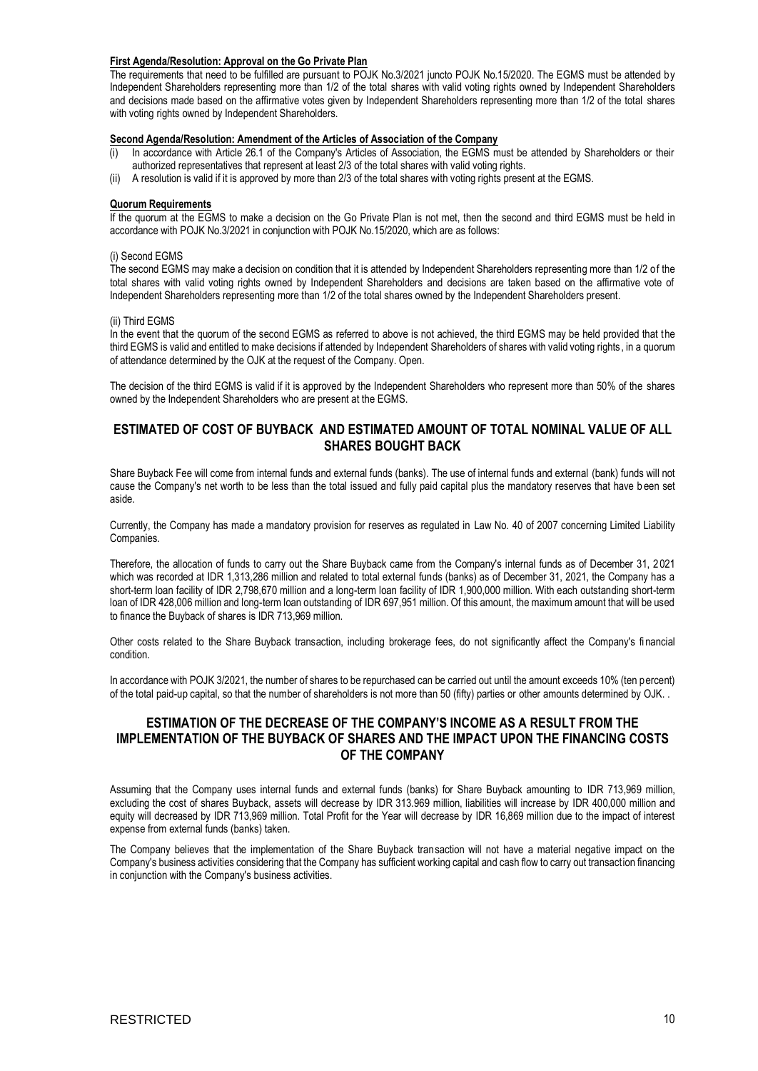**First Agenda/Resolution: Approval on the Go Private Plan**

The requirements that need to be fulfilled are pursuant to POJK No.3/2021 juncto POJK No.15/2020. The EGMS must be attended by Independent Shareholders representing more than 1/2 of the total shares with valid voting rights owned by Independent Shareholders and decisions made based on the affirmative votes given by Independent Shareholders representing more than 1/2 of the total shares with voting rights owned by Independent Shareholders.

**Second Agenda/Resolution: Amendment of the Articles of Association of the Company**

(i) In accordance with Article 26.1 of the Company's Articles of Association, the EGMS must be attended by Shareholders or their authorized representatives that represent at least 2/3 of the total shares with valid voting rights.
(ii) A resolution is valid if it is approved by more than 2/3 of the total shares with voting rights present at the EGMS.

**Quorum Requirements**

If the quorum at the EGMS to make a decision on the Go Private Plan is not met, then the second and third EGMS must be held in accordance with POJK No.3/2021 in conjunction with POJK No.15/2020, which are as follows:

(i) Second EGMS

The second EGMS may make a decision on condition that it is attended by Independent Shareholders representing more than 1/2 of the total shares with valid voting rights owned by Independent Shareholders and decisions are taken based on the affirmative vote of Independent Shareholders representing more than 1/2 of the total shares owned by the Independent Shareholders present.

(ii) Third EGMS

In the event that the quorum of the second EGMS as referred to above is not achieved, the third EGMS may be held provided that the third EGMS is valid and entitled to make decisions if attended by Independent Shareholders of shares with valid voting rights, in a quorum of attendance determined by the OJK at the request of the Company. Open.

The decision of the third EGMS is valid if it is approved by the Independent Shareholders who represent more than 50% of the shares owned by the Independent Shareholders who are present at the EGMS.

## ESTIMATED OF COST OF BUYBACK AND ESTIMATED AMOUNT OF TOTAL NOMINAL VALUE OF ALL SHARES BOUGHT BACK

Share Buyback Fee will come from internal funds and external funds (banks). The use of internal funds and external (bank) funds will not cause the Company's net worth to be less than the total issued and fully paid capital plus the mandatory reserves that have been set aside.

Currently, the Company has made a mandatory provision for reserves as regulated in Law No. 40 of 2007 concerning Limited Liability Companies.

Therefore, the allocation of funds to carry out the Share Buyback came from the Company's internal funds as of December 31, 2021 which was recorded at IDR 1,313,286 million and related to total external funds (banks) as of December 31, 2021, the Company has a short-term loan facility of IDR 2,798,670 million and a long-term loan facility of IDR 1,900,000 million. With each outstanding short-term loan of IDR 428,006 million and long-term loan outstanding of IDR 697,951 million. Of this amount, the maximum amount that will be used to finance the Buyback of shares is IDR 713,969 million.

Other costs related to the Share Buyback transaction, including brokerage fees, do not significantly affect the Company's financial condition.

In accordance with POJK 3/2021, the number of shares to be repurchased can be carried out until the amount exceeds 10% (ten percent) of the total paid-up capital, so that the number of shareholders is not more than 50 (fifty) parties or other amounts determined by OJK. .

## ESTIMATION OF THE DECREASE OF THE COMPANY'S INCOME AS A RESULT FROM THE IMPLEMENTATION OF THE BUYBACK OF SHARES AND THE IMPACT UPON THE FINANCING COSTS OF THE COMPANY

Assuming that the Company uses internal funds and external funds (banks) for Share Buyback amounting to IDR 713,969 million, excluding the cost of shares Buyback, assets will decrease by IDR 313.969 million, liabilities will increase by IDR 400,000 million and equity will decreased by IDR 713,969 million. Total Profit for the Year will decrease by IDR 16,869 million due to the impact of interest expense from external funds (banks) taken.

The Company believes that the implementation of the Share Buyback transaction will not have a material negative impact on the Company's business activities considering that the Company has sufficient working capital and cash flow to carry out transaction financing in conjunction with the Company's business activities.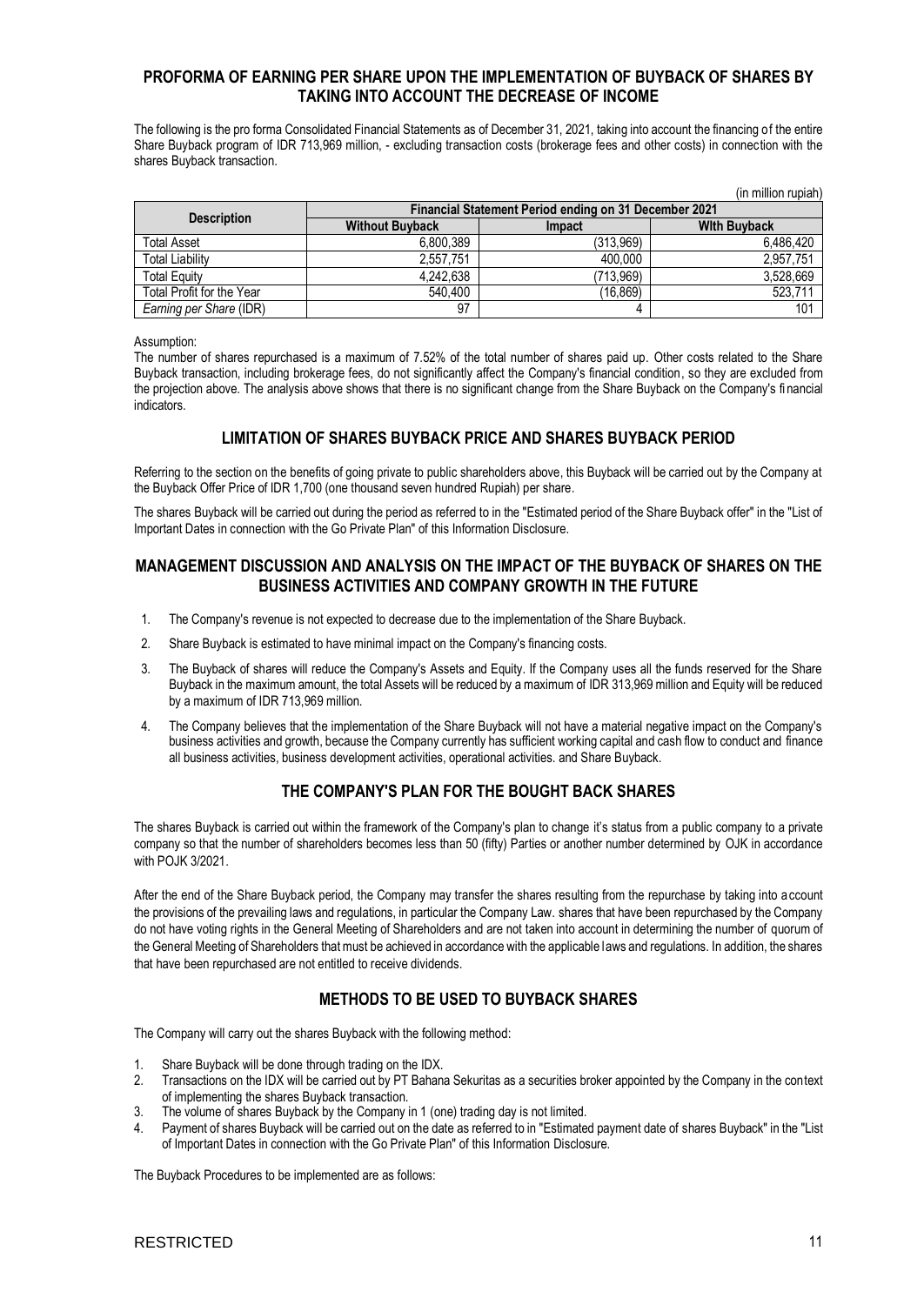## PROFORMA OF EARNING PER SHARE UPON THE IMPLEMENTATION OF BUYBACK OF SHARES BY TAKING INTO ACCOUNT THE DECREASE OF INCOME

The following is the pro forma Consolidated Financial Statements as of December 31, 2021, taking into account the financing of the entire Share Buyback program of IDR 713,969 million, - excluding transaction costs (brokerage fees and other costs) in connection with the shares Buyback transaction.

(in million rupiah)

| Description | Financial Statement Period ending on 31 December 2021 | | |
|---|---|---|---|
| | Without Buyback | Impact | WIth Buyback |
| Total Asset | 6,800,389 | (313,969) | 6,486,420 |
| Total Liability | 2,557,751 | 400,000 | 2,957,751 |
| Total Equity | 4,242,638 | (713,969) | 3,528,669 |
| Total Profit for the Year | 540,400 | (16,869) | 523,711 |
| *Earning per Share* (IDR) | 97 | 4 | 101 |

Assumption:

The number of shares repurchased is a maximum of 7.52% of the total number of shares paid up. Other costs related to the Share Buyback transaction, including brokerage fees, do not significantly affect the Company's financial condition, so they are excluded from the projection above. The analysis above shows that there is no significant change from the Share Buyback on the Company's financial indicators.

## LIMITATION OF SHARES BUYBACK PRICE AND SHARES BUYBACK PERIOD

Referring to the section on the benefits of going private to public shareholders above, this Buyback will be carried out by the Company at the Buyback Offer Price of IDR 1,700 (one thousand seven hundred Rupiah) per share.

The shares Buyback will be carried out during the period as referred to in the "Estimated period of the Share Buyback offer" in the "List of Important Dates in connection with the Go Private Plan" of this Information Disclosure.

## MANAGEMENT DISCUSSION AND ANALYSIS ON THE IMPACT OF THE BUYBACK OF SHARES ON THE BUSINESS ACTIVITIES AND COMPANY GROWTH IN THE FUTURE

1. The Company's revenue is not expected to decrease due to the implementation of the Share Buyback.
2. Share Buyback is estimated to have minimal impact on the Company's financing costs.
3. The Buyback of shares will reduce the Company's Assets and Equity. If the Company uses all the funds reserved for the Share Buyback in the maximum amount, the total Assets will be reduced by a maximum of IDR 313,969 million and Equity will be reduced by a maximum of IDR 713,969 million.
4. The Company believes that the implementation of the Share Buyback will not have a material negative impact on the Company's business activities and growth, because the Company currently has sufficient working capital and cash flow to conduct and finance all business activities, business development activities, operational activities. and Share Buyback.

## THE COMPANY'S PLAN FOR THE BOUGHT BACK SHARES

The shares Buyback is carried out within the framework of the Company's plan to change it's status from a public company to a private company so that the number of shareholders becomes less than 50 (fifty) Parties or another number determined by OJK in accordance with POJK 3/2021.

After the end of the Share Buyback period, the Company may transfer the shares resulting from the repurchase by taking into account the provisions of the prevailing laws and regulations, in particular the Company Law. shares that have been repurchased by the Company do not have voting rights in the General Meeting of Shareholders and are not taken into account in determining the number of quorum of the General Meeting of Shareholders that must be achieved in accordance with the applicable laws and regulations. In addition, the shares that have been repurchased are not entitled to receive dividends.

## METHODS TO BE USED TO BUYBACK SHARES

The Company will carry out the shares Buyback with the following method:

1. Share Buyback will be done through trading on the IDX.
2. Transactions on the IDX will be carried out by PT Bahana Sekuritas as a securities broker appointed by the Company in the context of implementing the shares Buyback transaction.
3. The volume of shares Buyback by the Company in 1 (one) trading day is not limited.
4. Payment of shares Buyback will be carried out on the date as referred to in "Estimated payment date of shares Buyback" in the "List of Important Dates in connection with the Go Private Plan" of this Information Disclosure.

The Buyback Procedures to be implemented are as follows: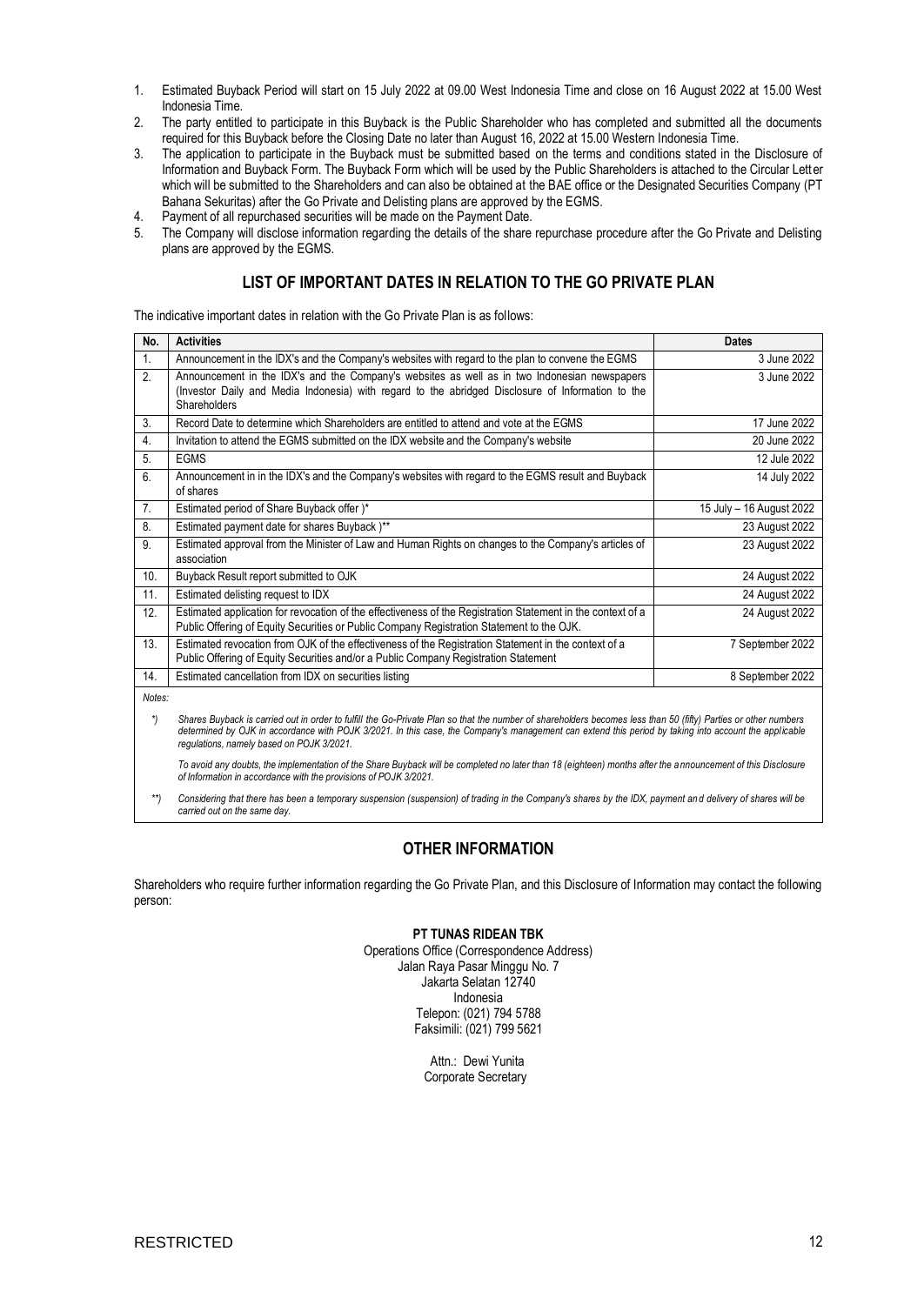1. Estimated Buyback Period will start on 15 July 2022 at 09.00 West Indonesia Time and close on 16 August 2022 at 15.00 West Indonesia Time.
2. The party entitled to participate in this Buyback is the Public Shareholder who has completed and submitted all the documents required for this Buyback before the Closing Date no later than August 16, 2022 at 15.00 Western Indonesia Time.
3. The application to participate in the Buyback must be submitted based on the terms and conditions stated in the Disclosure of Information and Buyback Form. The Buyback Form which will be used by the Public Shareholders is attached to the Circular Letter which will be submitted to the Shareholders and can also be obtained at the BAE office or the Designated Securities Company (PT Bahana Sekuritas) after the Go Private and Delisting plans are approved by the EGMS.
4. Payment of all repurchased securities will be made on the Payment Date.
5. The Company will disclose information regarding the details of the share repurchase procedure after the Go Private and Delisting plans are approved by the EGMS.

## LIST OF IMPORTANT DATES IN RELATION TO THE GO PRIVATE PLAN

The indicative important dates in relation with the Go Private Plan is as follows:

| No. | Activities | Dates |
|---|---|---|
| 1. | Announcement in the IDX's and the Company's websites with regard to the plan to convene the EGMS | 3 June 2022 |
| 2. | Announcement in the IDX's and the Company's websites as well as in two Indonesian newspapers (Investor Daily and Media Indonesia) with regard to the abridged Disclosure of Information to the Shareholders | 3 June 2022 |
| 3. | Record Date to determine which Shareholders are entitled to attend and vote at the EGMS | 17 June 2022 |
| 4. | Invitation to attend the EGMS submitted on the IDX website and the Company's website | 20 June 2022 |
| 5. | EGMS | 12 Jule 2022 |
| 6. | Announcement in in the IDX's and the Company's websites with regard to the EGMS result and Buyback of shares | 14 July 2022 |
| 7. | Estimated period of Share Buyback offer )* | 15 July – 16 August 2022 |
| 8. | Estimated payment date for shares Buyback )** | 23 August 2022 |
| 9. | Estimated approval from the Minister of Law and Human Rights on changes to the Company's articles of association | 23 August 2022 |
| 10. | Buyback Result report submitted to OJK | 24 August 2022 |
| 11. | Estimated delisting request to IDX | 24 August 2022 |
| 12. | Estimated application for revocation of the effectiveness of the Registration Statement in the context of a Public Offering of Equity Securities or Public Company Registration Statement to the OJK. | 24 August 2022 |
| 13. | Estimated revocation from OJK of the effectiveness of the Registration Statement in the context of a Public Offering of Equity Securities and/or a Public Company Registration Statement | 7 September 2022 |
| 14. | Estimated cancellation from IDX on securities listing | 8 September 2022 |

*Notes:*

*) *Shares Buyback is carried out in order to fulfill the Go-Private Plan so that the number of shareholders becomes less than 50 (fifty) Parties or other numbers determined by OJK in accordance with POJK 3/2021. In this case, the Company's management can extend this period by taking into account the applicable regulations, namely based on POJK 3/2021.*

*To avoid any doubts, the implementation of the Share Buyback will be completed no later than 18 (eighteen) months after the announcement of this Disclosure of Information in accordance with the provisions of POJK 3/2021.*

**) *Considering that there has been a temporary suspension (suspension) of trading in the Company's shares by the IDX, payment and delivery of shares will be carried out on the same day.*

## OTHER INFORMATION

Shareholders who require further information regarding the Go Private Plan, and this Disclosure of Information may contact the following person:

**PT TUNAS RIDEAN TBK**
Operations Office (Correspondence Address)
Jalan Raya Pasar Minggu No. 7
Jakarta Selatan 12740
Indonesia
Telepon: (021) 794 5788
Faksimili: (021) 799 5621

Attn.: Dewi Yunita
Corporate Secretary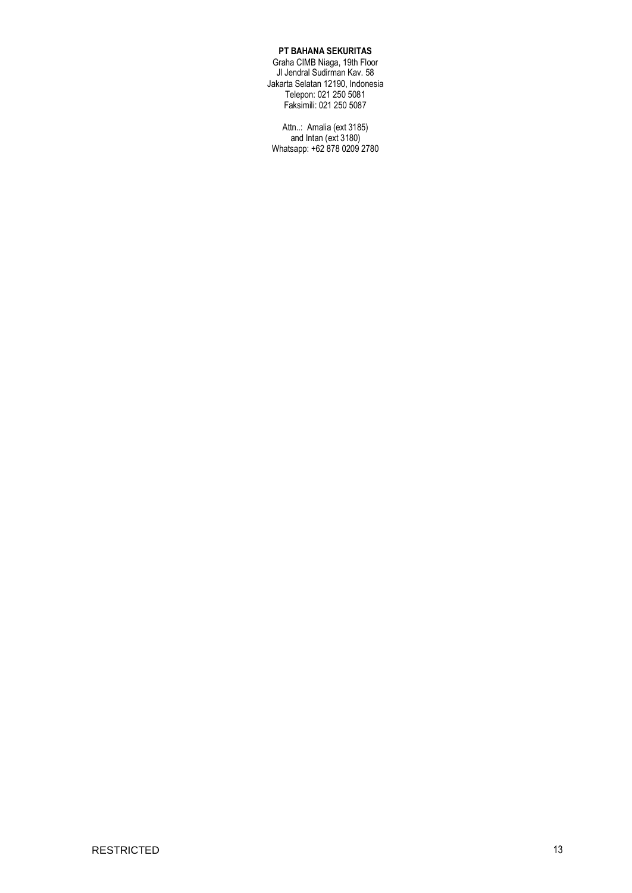**PT BAHANA SEKURITAS**
Graha CIMB Niaga, 19th Floor
Jl Jendral Sudirman Kav. 58
Jakarta Selatan 12190, Indonesia
Telepon: 021 250 5081
Faksimili: 021 250 5087

Attn..: Amalia (ext 3185)
and Intan (ext 3180)
Whatsapp: +62 878 0209 2780

RESTRICTED